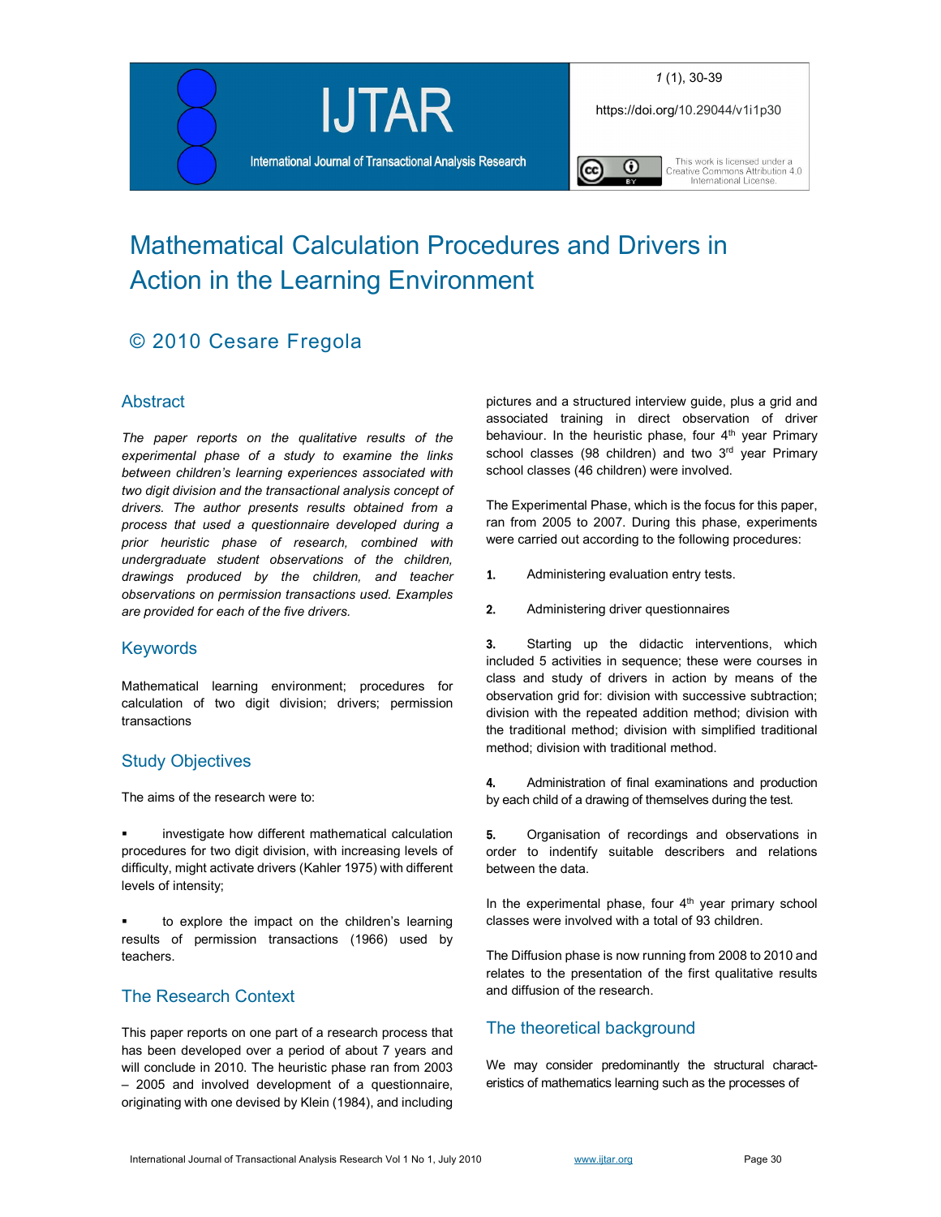# Mathematical Calculation Procedures and Drivers in Action in the Learning Environment

## © 2010 Cesare Fregola

## Abstract

*The paper reports on the qualitative results of the experimental phase of a study to examine the links between children's learning experiences associated with two digit division and the transactional analysis concept of drivers. The author presents results obtained from a questionnaire developed during a process that used a questionnaire developed during a prior heuristic phase of research, combined with undergraduate student observations of the children, drawings produced by the children, and teacher observations on permission transactions used. Examples are provided for each of the five drivers.*

## Keywords

Mathematical learning environment; procedures for calculation of two digit division; drivers; permission transactions

## Study Objectives

The aims of the research were to:

- investigate how different mathematical calculation procedures for two digit division, with increasing levels of difficulty, might activate drivers (Kahler 1975) with different levels of intensity;
- to explore the impact on the children's learning results of permission transactions (1966) used by teachers.

## The Research Context

This paper reports on one part of a research process that has been developed over a period of about 7 years and will conclude in 2010. The heuristic phase ran from 2003 – 2005 and involved development of a questionnaire, originating with one devised by Klein (1984), and including pictures and a structured interview guide, plus a grid and associated training in direct observation of driver behaviour. In the heuristic phase, four 4th year Primary school classes (98 children) and two 3rd year Primary school classes (46 children) were involved.

The Experimental Phase, which is the focus for this paper, ran from 2005 to 2007. During this phase, experiments were carried out according to the following procedures:

1. Administering evaluation entry tests.
2. Administering driver questionnaires
3. Starting up the didactic interventions, which included 5 activities in sequence; these were courses in class and study of drivers in action by means of the observation grid for: division with successive subtraction; division with the repeated addition method; division with the traditional method; division with simplified traditional method; division with traditional method.
4. Administration of final examinations and production by each child of a drawing of themselves during the test.
5. Organisation of recordings and observations in order to indentify suitable describers and relations between the data.

In the experimental phase, four 4th year primary school classes were involved with a total of 93 children.

The Diffusion phase is now running from 2008 to 2010 and relates to the presentation of the first qualitative results and diffusion of the research.

## The theoretical background

We may consider predominantly the structural characteristics of mathematics learning such as the processes of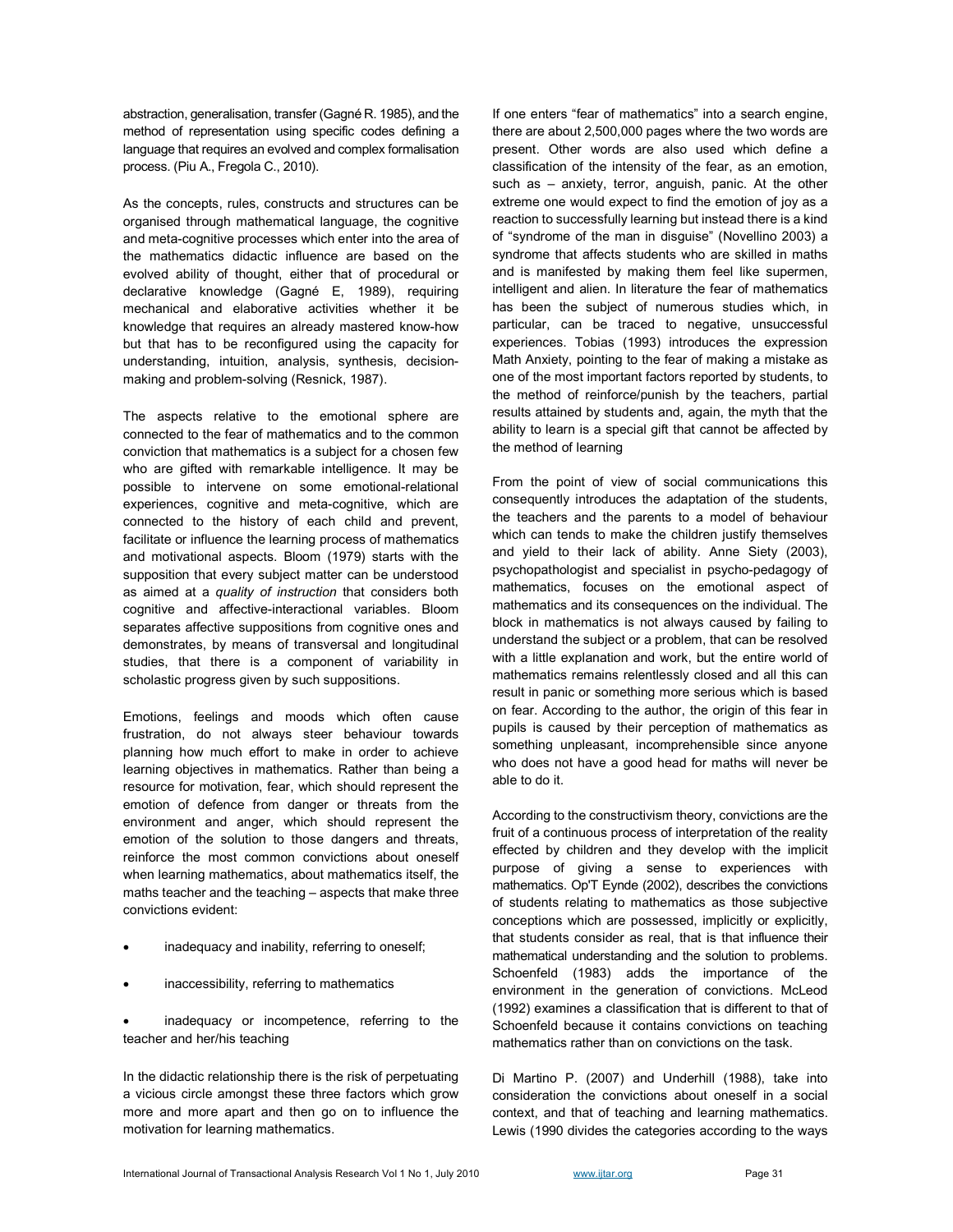abstraction, generalisation, transfer (Gagné R. 1985), and the method of representation using specific codes defining a language that requires an evolved and complex formalisation process. (Piu A., Fregola C., 2010).

As the concepts, rules, constructs and structures can be organised through mathematical language, the cognitive and meta-cognitive processes which enter into the area of the mathematics didactic influence are based on the evolved ability of thought, either that of procedural or declarative knowledge (Gagné E, 1989), requiring mechanical and elaborative activities whether it be knowledge that requires an already mastered know-how but that has to be reconfigured using the capacity for understanding, intuition, analysis, synthesis, decision-making and problem-solving (Resnick, 1987).

The aspects relative to the emotional sphere are connected to the fear of mathematics and to the common conviction that mathematics is a subject for a chosen few who are gifted with remarkable intelligence. It may be possible to intervene on some emotional-relational experiences, cognitive and meta-cognitive, which are connected to the history of each child and prevent, facilitate or influence the learning process of mathematics and motivational aspects. Bloom (1979) starts with the supposition that every subject matter can be understood as aimed at a *quality of instruction* that considers both cognitive and affective-interactional variables. Bloom separates affective suppositions from cognitive ones and demonstrates, by means of transversal and longitudinal studies, that there is a component of variability in scholastic progress given by such suppositions.

Emotions, feelings and moods which often cause frustration, do not always steer behaviour towards planning how much effort to make in order to achieve learning objectives in mathematics. Rather than being a resource for motivation, fear, which should represent the emotion of defence from danger or threats from the environment and anger, which should represent the emotion of the solution to those dangers and threats, reinforce the most common convictions about oneself when learning mathematics, about mathematics itself, the maths teacher and the teaching – aspects that make three convictions evident:

- inadequacy and inability, referring to oneself;
- inaccessibility, referring to mathematics
- inadequacy or incompetence, referring to the teacher and her/his teaching

In the didactic relationship there is the risk of perpetuating a vicious circle amongst these three factors which grow more and more apart and then go on to influence the motivation for learning mathematics.

If one enters "fear of mathematics" into a search engine, there are about 2,500,000 pages where the two words are present. Other words are also used which define a classification of the intensity of the fear, as an emotion, such as – anxiety, terror, anguish, panic. At the other extreme one would expect to find the emotion of joy as a reaction to successfully learning but instead there is a kind of "syndrome of the man in disguise" (Novellino 2003) a syndrome that affects students who are skilled in maths and is manifested by making them feel like supermen, intelligent and alien. In literature the fear of mathematics has been the subject of numerous studies which, in particular, can be traced to negative, unsuccessful experiences. Tobias (1993) introduces the expression Math Anxiety, pointing to the fear of making a mistake as one of the most important factors reported by students, to the method of reinforce/punish by the teachers, partial results attained by students and, again, the myth that the ability to learn is a special gift that cannot be affected by the method of learning

From the point of view of social communications this consequently introduces the adaptation of the students, the teachers and the parents to a model of behaviour which can tends to make the children justify themselves and yield to their lack of ability. Anne Siety (2003), psychopathologist and specialist in psycho-pedagogy of mathematics, focuses on the emotional aspect of mathematics and its consequences on the individual. The block in mathematics is not always caused by failing to understand the subject or a problem, that can be resolved with a little explanation and work, but the entire world of mathematics remains relentlessly closed and all this can result in panic or something more serious which is based on fear. According to the author, the origin of this fear in pupils is caused by their perception of mathematics as something unpleasant, incomprehensible since anyone who does not have a good head for maths will never be able to do it.

According to the constructivism theory, convictions are the fruit of a continuous process of interpretation of the reality effected by children and they develop with the implicit purpose of giving a sense to experiences with mathematics. Op'T Eynde (2002), describes the convictions of students relating to mathematics as those subjective conceptions which are possessed, implicitly or explicitly, that students consider as real, that is that influence their mathematical understanding and the solution to problems. Schoenfeld (1983) adds the importance of the environment in the generation of convictions. McLeod (1992) examines a classification that is different to that of Schoenfeld because it contains convictions on teaching mathematics rather than on convictions on the task.

Di Martino P. (2007) and Underhill (1988), take into consideration the convictions about oneself in a social context, and that of teaching and learning mathematics. Lewis (1990 divides the categories according to the ways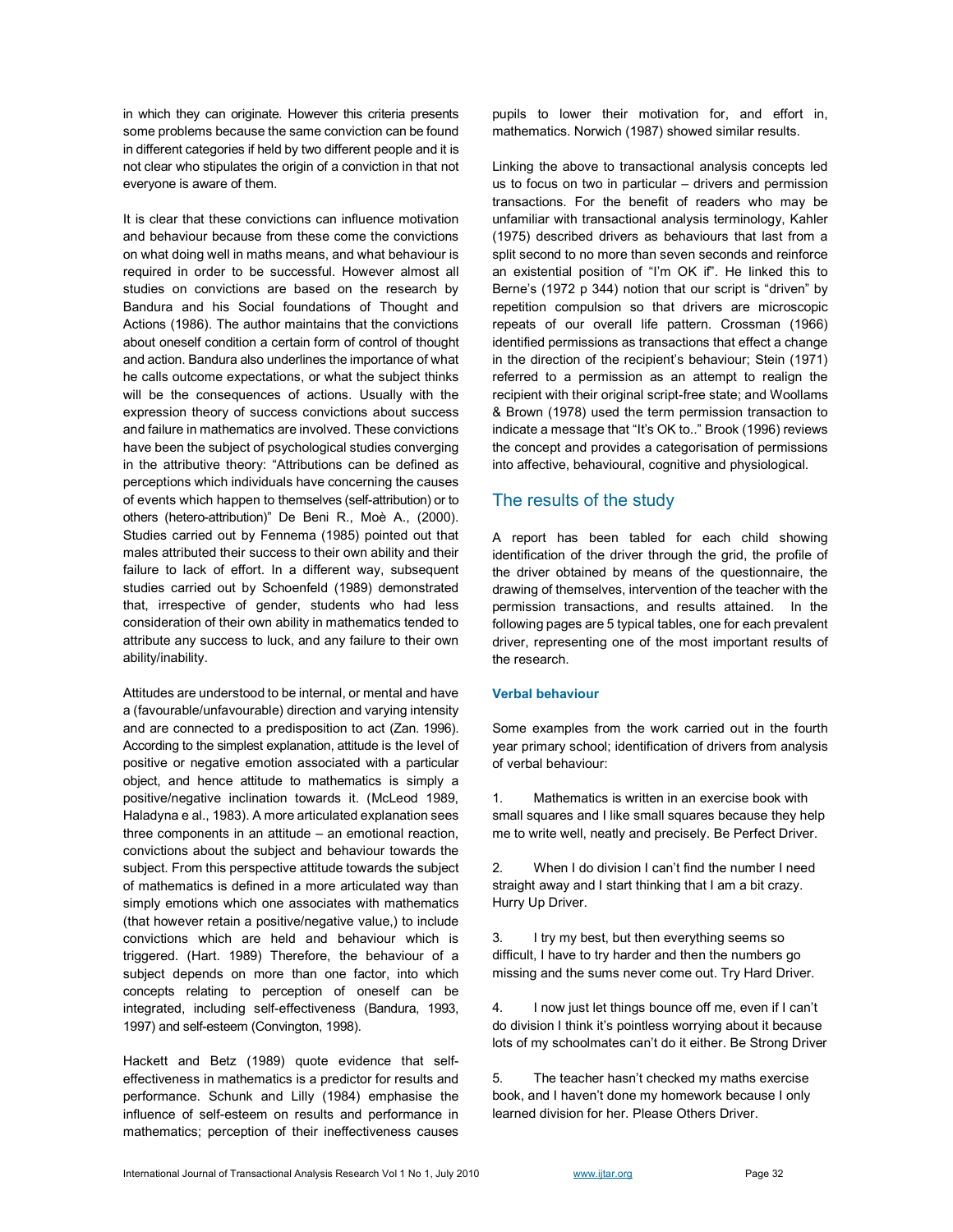in which they can originate. However this criteria presents some problems because the same conviction can be found in different categories if held by two different people and it is not clear who stipulates the origin of a conviction in that not everyone is aware of them.

It is clear that these convictions can influence motivation and behaviour because from these come the convictions on what doing well in maths means, and what behaviour is required in order to be successful. However almost all studies on convictions are based on the research by Bandura and his Social foundations of Thought and Actions (1986). The author maintains that the convictions about oneself condition a certain form of control of thought and action. Bandura also underlines the importance of what he calls outcome expectations, or what the subject thinks will be the consequences of actions. Usually with the expression theory of success convictions about success and failure in mathematics are involved. These convictions have been the subject of psychological studies converging in the attributive theory: "Attributions can be defined as perceptions which individuals have concerning the causes of events which happen to themselves (self-attribution) or to others (hetero-attribution)" De Beni R., Moè A., (2000). Studies carried out by Fennema (1985) pointed out that males attributed their success to their own ability and their failure to lack of effort. In a different way, subsequent studies carried out by Schoenfeld (1989) demonstrated that, irrespective of gender, students who had less consideration of their own ability in mathematics tended to attribute any success to luck, and any failure to their own ability/inability.

Attitudes are understood to be internal, or mental and have a (favourable/unfavourable) direction and varying intensity and are connected to a predisposition to act (Zan. 1996). According to the simplest explanation, attitude is the level of positive or negative emotion associated with a particular object, and hence attitude to mathematics is simply a positive/negative inclination towards it. (McLeod 1989, Haladyna e al., 1983). A more articulated explanation sees three components in an attitude – an emotional reaction, convictions about the subject and behaviour towards the subject. From this perspective attitude towards the subject of mathematics is defined in a more articulated way than simply emotions which one associates with mathematics (that however retain a positive/negative value,) to include convictions which are held and behaviour which is triggered. (Hart. 1989) Therefore, the behaviour of a subject depends on more than one factor, into which concepts relating to perception of oneself can be integrated, including self-effectiveness (Bandura, 1993, 1997) and self-esteem (Convington, 1998).

Hackett and Betz (1989) quote evidence that self-effectiveness in mathematics is a predictor for results and performance. Schunk and Lilly (1984) emphasise the influence of self-esteem on results and performance in mathematics; perception of their ineffectiveness causes pupils to lower their motivation for, and effort in, mathematics. Norwich (1987) showed similar results.

Linking the above to transactional analysis concepts led us to focus on two in particular – drivers and permission transactions. For the benefit of readers who may be unfamiliar with transactional analysis terminology, Kahler (1975) described drivers as behaviours that last from a split second to no more than seven seconds and reinforce an existential position of "I'm OK if". He linked this to Berne's (1972 p 344) notion that our script is "driven" by repetition compulsion so that drivers are microscopic repeats of our overall life pattern. Crossman (1966) identified permissions as transactions that effect a change in the direction of the recipient's behaviour; Stein (1971) referred to a permission as an attempt to realign the recipient with their original script-free state; and Woollams & Brown (1978) used the term permission transaction to indicate a message that "It's OK to.." Brook (1996) reviews the concept and provides a categorisation of permissions into affective, behavioural, cognitive and physiological.

## The results of the study

A report has been tabled for each child showing identification of the driver through the grid, the profile of the driver obtained by means of the questionnaire, the drawing of themselves, intervention of the teacher with the permission transactions, and results attained. In the following pages are 5 typical tables, one for each prevalent driver, representing one of the most important results of the research.

### Verbal behaviour

Some examples from the work carried out in the fourth year primary school; identification of drivers from analysis of verbal behaviour:

1. Mathematics is written in an exercise book with small squares and I like small squares because they help me to write well, neatly and precisely. Be Perfect Driver.

2. When I do division I can't find the number I need straight away and I start thinking that I am a bit crazy. Hurry Up Driver.

3. I try my best, but then everything seems so difficult, I have to try harder and then the numbers go missing and the sums never come out. Try Hard Driver.

4. I now just let things bounce off me, even if I can't do division I think it's pointless worrying about it because lots of my schoolmates can't do it either. Be Strong Driver

5. The teacher hasn't checked my maths exercise book, and I haven't done my homework because I only learned division for her. Please Others Driver.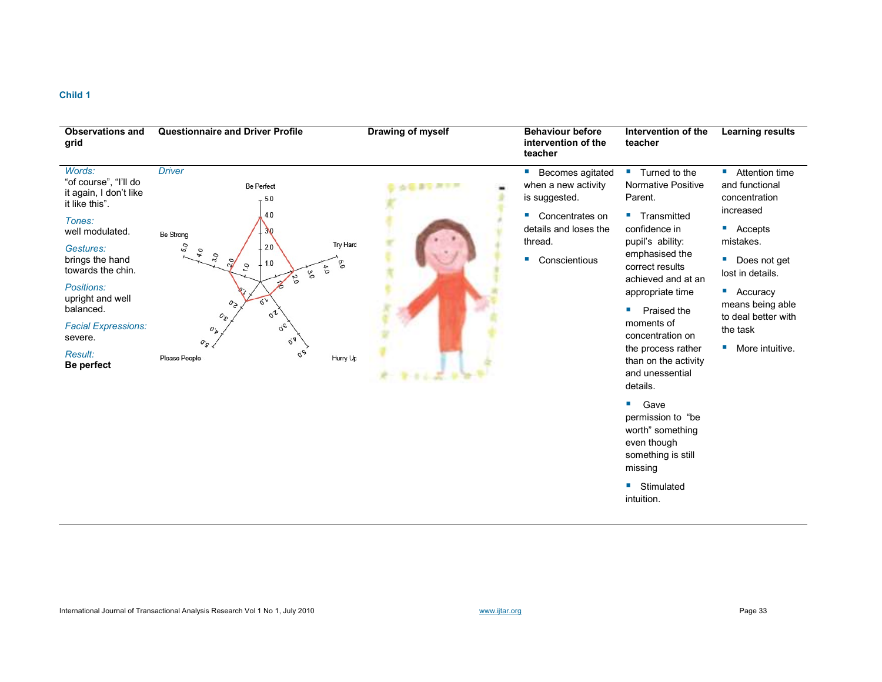**Child 1**

| Observations and grid | Questionnaire and Driver Profile | Drawing of myself | Behaviour before intervention of the teacher | Intervention of the teacher | Learning results |
|---|---|---|---|---|---|
| *Words:* "of course", "I'll do it again, I don't like it like this". *Tones:* well modulated. *Gestures:* brings the hand towards the chin. *Positions:* upright and well balanced. *Facial Expressions:* severe. *Result:* **Be perfect** | *Driver* | | ▪ Becomes agitated when a new activity is suggested. ▪ Concentrates on details and loses the thread. ▪ Conscientious | ▪ Turned to the Normative Positive Parent. ▪ Transmitted confidence in pupil's ability: emphasised the correct results achieved and at an appropriate time ▪ Praised the moments of concentration on the process rather than on the activity and unessential details. ▪ Gave permission to "be worth" something even though something is still missing ▪ Stimulated intuition. | ▪ Attention time and functional concentration increased ▪ Accepts mistakes. ▪ Does not get lost in details. ▪ Accuracy means being able to deal better with the task ▪ More intuitive. |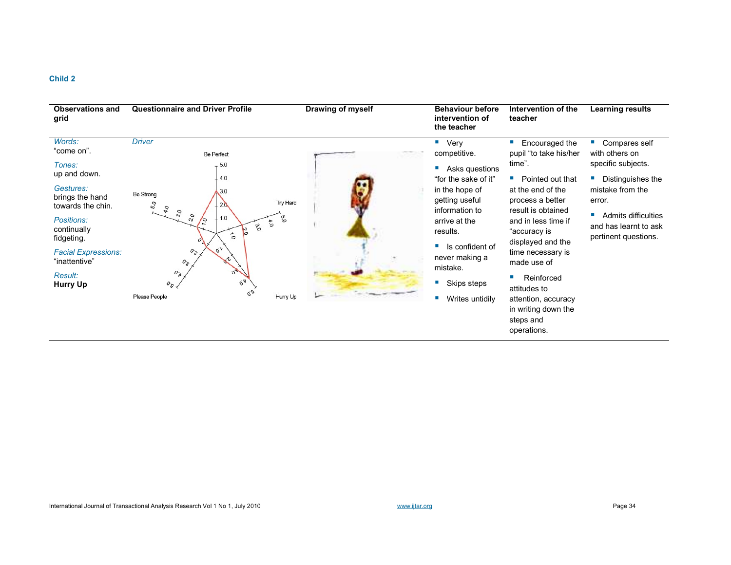**Child 2**

| Observations and grid | Questionnaire and Driver Profile | Drawing of myself | Behaviour before intervention of the teacher | Intervention of the teacher | Learning results |
|---|---|---|---|---|---|
| *Words:* "come on". *Tones:* up and down. *Gestures:* brings the hand towards the chin. *Positions:* continually fidgeting. *Facial Expressions:* "inattentive" *Result:* **Hurry Up** | *Driver* Be Perfect, Try Hard, Hurry Up, Please People, Be Strong | | ▪ Very competitive. ▪ Asks questions "for the sake of it" in the hope of getting useful information to arrive at the results. ▪ Is confident of never making a mistake. ▪ Skips steps ▪ Writes untidily | ▪ Encouraged the pupil "to take his/her time". ▪ Pointed out that at the end of the process a better result is obtained and in less time if "accuracy is displayed and the time necessary is made use of ▪ Reinforced attitudes to attention, accuracy in writing down the steps and operations. | ▪ Compares self with others on specific subjects. ▪ Distinguishes the mistake from the error. ▪ Admits difficulties and has learnt to ask pertinent questions. |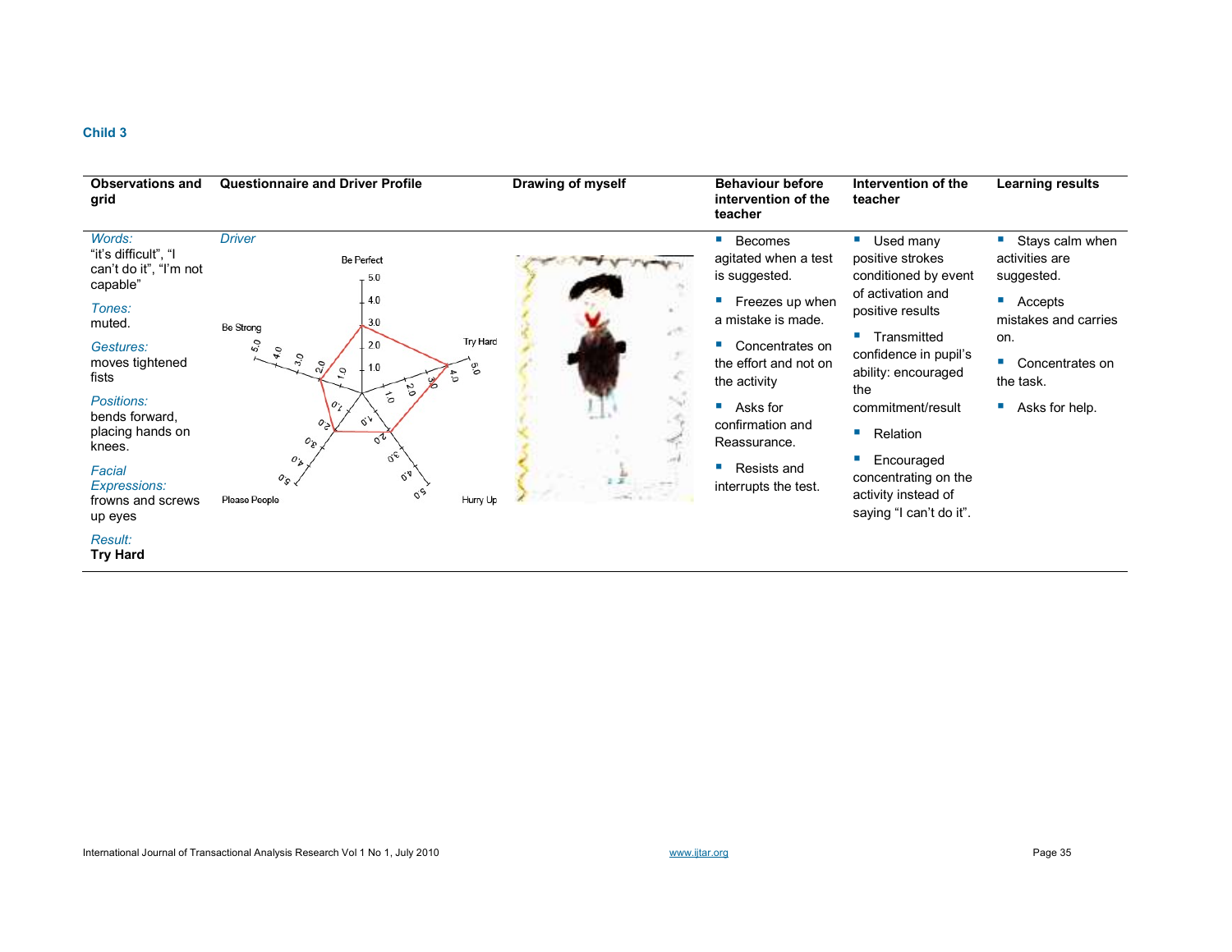**Child 3**

| Observations and grid | Questionnaire and Driver Profile | Drawing of myself | Behaviour before intervention of the teacher | Intervention of the teacher | Learning results |
|---|---|---|---|---|---|
| *Words:* "it's difficult", "I can't do it", "I'm not capable"<br>*Tones:* muted.<br>*Gestures:* moves tightened fists<br>*Positions:* bends forward, placing hands on knees.<br>*Facial Expressions:* frowns and screws up eyes<br>*Result:* **Try Hard** | *Driver* | | ▪ Becomes agitated when a test is suggested.<br>▪ Freezes up when a mistake is made.<br>▪ Concentrates on the effort and not on the activity<br>▪ Asks for confirmation and Reassurance.<br>▪ Resists and interrupts the test. | ▪ Used many positive strokes conditioned by event of activation and positive results<br>▪ Transmitted confidence in pupil's ability: encouraged the commitment/result<br>▪ Relation<br>▪ Encouraged concentrating on the activity instead of saying "I can't do it". | ▪ Stays calm when activities are suggested.<br>▪ Accepts mistakes and carries on.<br>▪ Concentrates on the task.<br>▪ Asks for help. |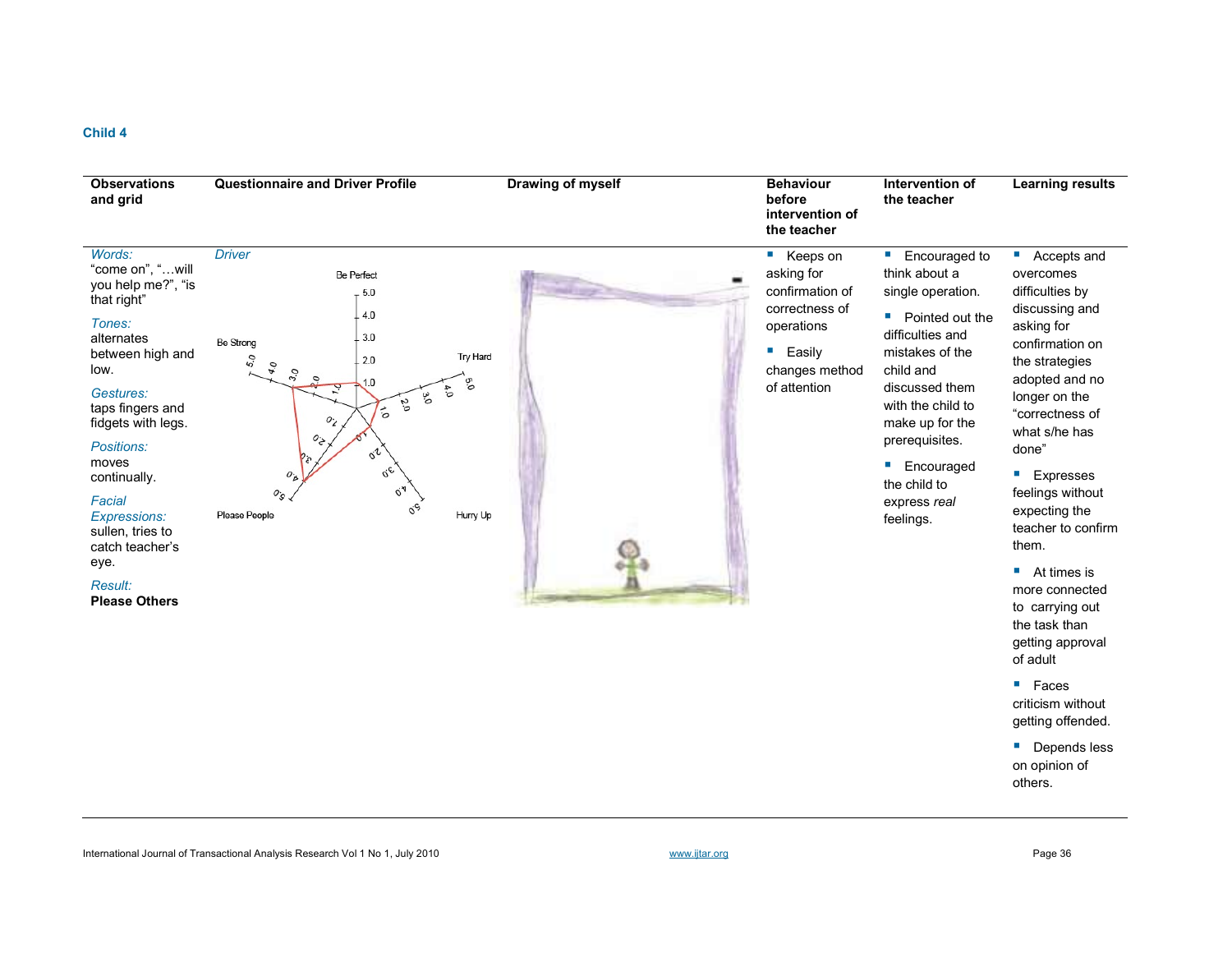**Child 4**

| Observations and grid | Questionnaire and Driver Profile | Drawing of myself | Behaviour before intervention of the teacher | Intervention of the teacher | Learning results |
|---|---|---|---|---|---|
| *Words:* "come on", "…will you help me?", "is that right"<br><br>*Tones:* alternates between high and low.<br><br>*Gestures:* taps fingers and fidgets with legs.<br><br>*Positions:* moves continually.<br><br>*Facial Expressions:* sullen, tries to catch teacher's eye.<br><br>*Result:* **Please Others** | *Driver* | | ▪ Keeps on asking for confirmation of correctness of operations<br><br>▪ Easily changes method of attention | ▪ Encouraged to think about a single operation.<br><br>▪ Pointed out the difficulties and mistakes of the child and discussed them with the child to make up for the prerequisites.<br><br>▪ Encouraged the child to express *real* feelings. | ▪ Accepts and overcomes difficulties by discussing and asking for confirmation on the strategies adopted and no longer on the "correctness of what s/he has done"<br><br>▪ Expresses feelings without expecting the teacher to confirm them.<br><br>▪ At times is more connected to carrying out the task than getting approval of adult<br><br>▪ Faces criticism without getting offended.<br><br>▪ Depends less on opinion of others. |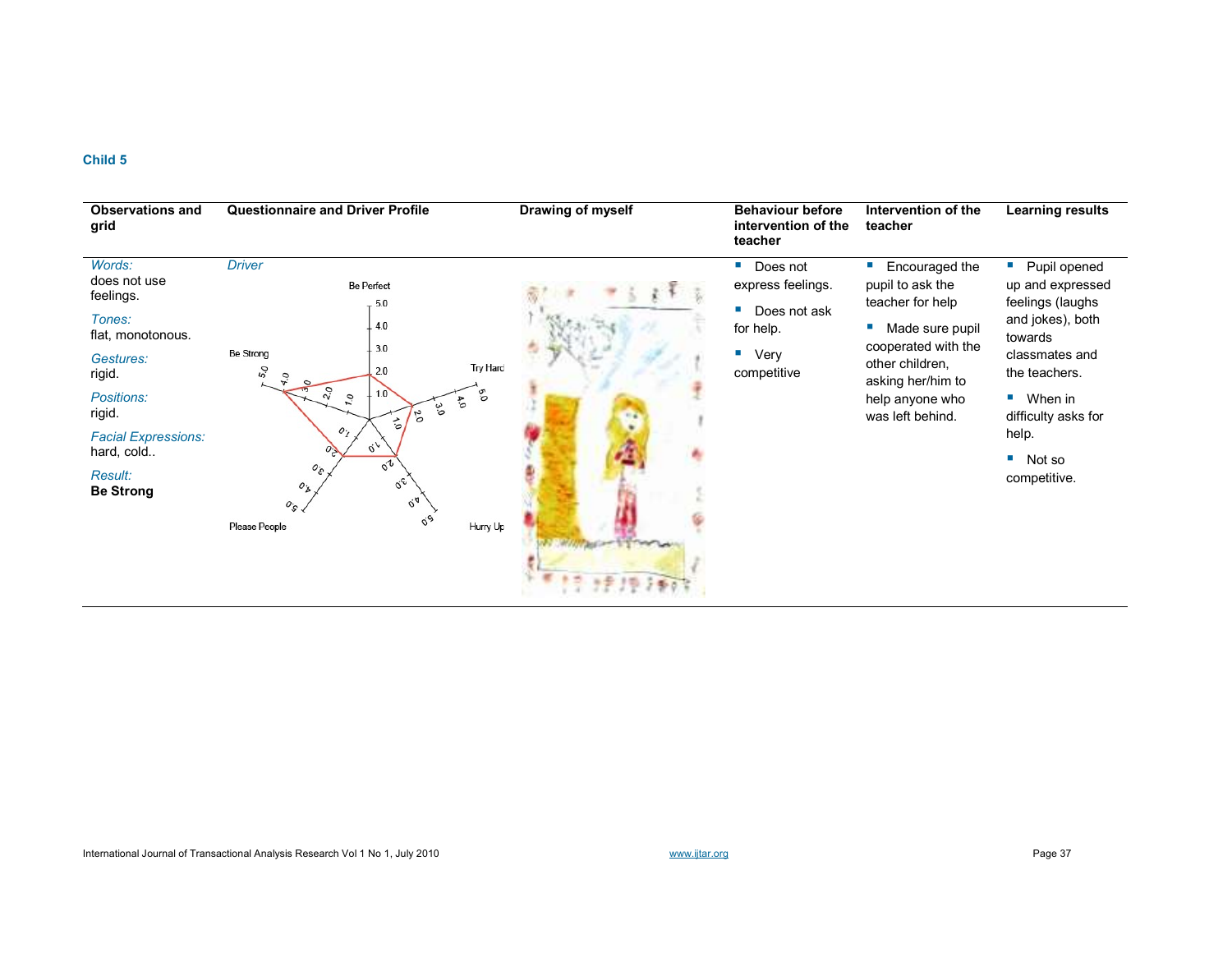## Child 5

| Observations and grid | Questionnaire and Driver Profile | Drawing of myself | Behaviour before intervention of the teacher | Intervention of the teacher | Learning results |
|---|---|---|---|---|---|
| *Words:* does not use feelings.<br>*Tones:* flat, monotonous.<br>*Gestures:* rigid.<br>*Positions:* rigid.<br>*Facial Expressions:* hard, cold..<br>*Result:* **Be Strong** | *Driver* | | ▪ Does not express feelings.<br>▪ Does not ask for help.<br>▪ Very competitive | ▪ Encouraged the pupil to ask the teacher for help<br>▪ Made sure pupil cooperated with the other children, asking her/him to help anyone who was left behind. | ▪ Pupil opened up and expressed feelings (laughs and jokes), both towards classmates and the teachers.<br>▪ When in difficulty asks for help.<br>▪ Not so competitive. |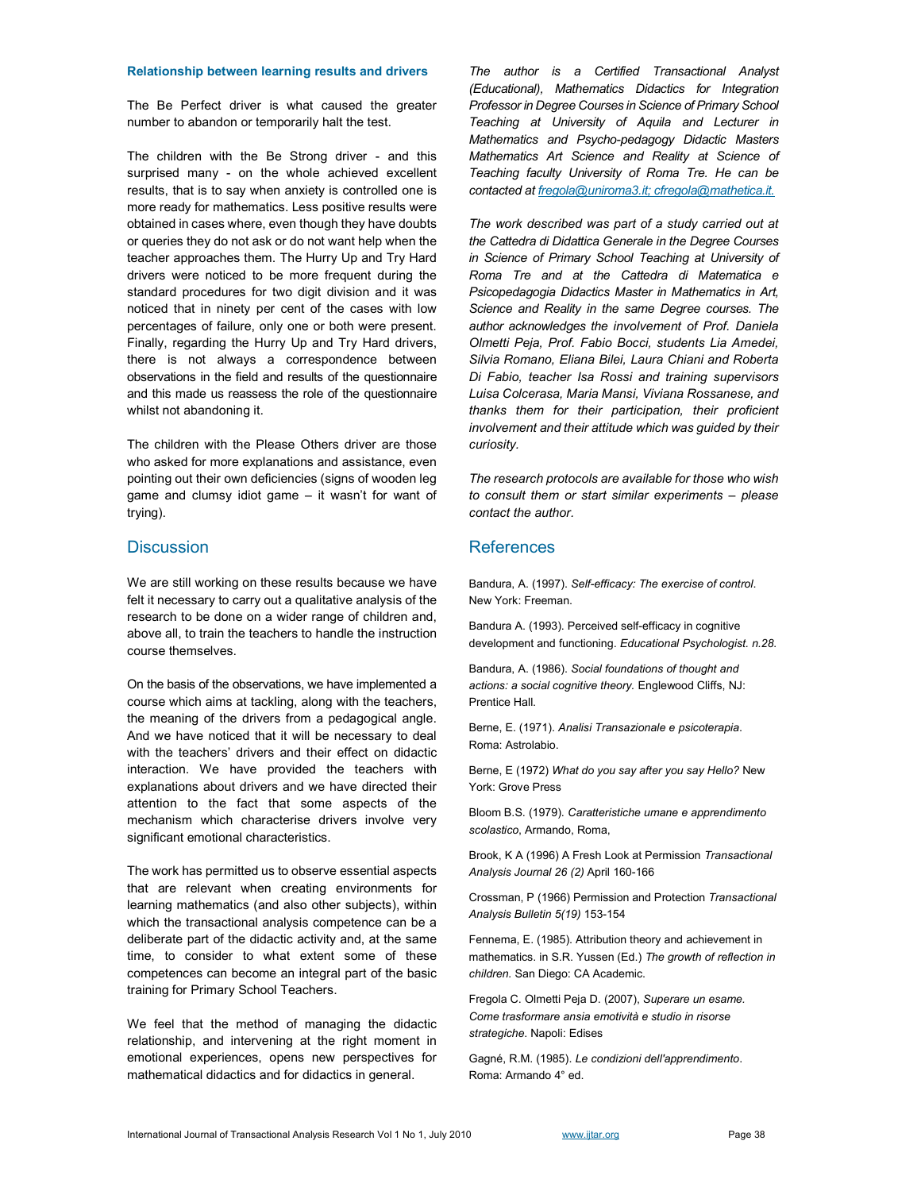### Relationship between learning results and drivers

The Be Perfect driver is what caused the greater number to abandon or temporarily halt the test.

The children with the Be Strong driver - and this surprised many - on the whole achieved excellent results, that is to say when anxiety is controlled one is more ready for mathematics. Less positive results were obtained in cases where, even though they have doubts or queries they do not ask or do not want help when the teacher approaches them. The Hurry Up and Try Hard drivers were noticed to be more frequent during the standard procedures for two digit division and it was noticed that in ninety per cent of the cases with low percentages of failure, only one or both were present. Finally, regarding the Hurry Up and Try Hard drivers, there is not always a correspondence between observations in the field and results of the questionnaire and this made us reassess the role of the questionnaire whilst not abandoning it.

The children with the Please Others driver are those who asked for more explanations and assistance, even pointing out their own deficiencies (signs of wooden leg game and clumsy idiot game – it wasn't for want of trying).

## Discussion

We are still working on these results because we have felt it necessary to carry out a qualitative analysis of the research to be done on a wider range of children and, above all, to train the teachers to handle the instruction course themselves.

On the basis of the observations, we have implemented a course which aims at tackling, along with the teachers, the meaning of the drivers from a pedagogical angle. And we have noticed that it will be necessary to deal with the teachers' drivers and their effect on didactic interaction. We have provided the teachers with explanations about drivers and we have directed their attention to the fact that some aspects of the mechanism which characterise drivers involve very significant emotional characteristics.

The work has permitted us to observe essential aspects that are relevant when creating environments for learning mathematics (and also other subjects), within which the transactional analysis competence can be a deliberate part of the didactic activity and, at the same time, to consider to what extent some of these competences can become an integral part of the basic training for Primary School Teachers.

We feel that the method of managing the didactic relationship, and intervening at the right moment in emotional experiences, opens new perspectives for mathematical didactics and for didactics in general.

*The author is a Certified Transactional Analyst (Educational), Mathematics Didactics for Integration Professor in Degree Courses in Science of Primary School Teaching at University of Aquila and Lecturer in Mathematics and Psycho-pedagogy Didactic Masters Mathematics Art Science and Reality at Science of Teaching faculty University of Roma Tre. He can be contacted at fregola@uniroma3.it; cfregola@mathetica.it.*

*The work described was part of a study carried out at the Cattedra di Didattica Generale in the Degree Courses in Science of Primary School Teaching at University of Roma Tre and at the Cattedra di Matematica e Psicopedagogia Didactics Master in Mathematics in Art, Science and Reality in the same Degree courses. The author acknowledges the involvement of Prof. Daniela Olmetti Peja, Prof. Fabio Bocci, students Lia Amedei, Silvia Romano, Eliana Bilei, Laura Chiani and Roberta Di Fabio, teacher Isa Rossi and training supervisors Luisa Colcerasa, Maria Mansi, Viviana Rossanese, and thanks them for their participation, their proficient involvement and their attitude which was guided by their curiosity.*

*The research protocols are available for those who wish to consult them or start similar experiments – please contact the author.*

## References

Bandura, A. (1997). *Self-efficacy: The exercise of control*. New York: Freeman.

Bandura A. (1993). Perceived self-efficacy in cognitive development and functioning. *Educational Psychologist. n.28.*

Bandura, A. (1986). *Social foundations of thought and actions: a social cognitive theory.* Englewood Cliffs, NJ: Prentice Hall.

Berne, E. (1971). *Analisi Transazionale e psicoterapia*. Roma: Astrolabio.

Berne, E (1972) *What do you say after you say Hello?* New York: Grove Press

Bloom B.S. (1979). *Caratteristiche umane e apprendimento scolastico*, Armando, Roma,

Brook, K A (1996) A Fresh Look at Permission *Transactional Analysis Journal 26 (2)* April 160-166

Crossman, P (1966) Permission and Protection *Transactional Analysis Bulletin 5(19)* 153-154

Fennema, E. (1985). Attribution theory and achievement in mathematics. in S.R. Yussen (Ed.) *The growth of reflection in children.* San Diego: CA Academic.

Fregola C. Olmetti Peja D. (2007), *Superare un esame. Come trasformare ansia emotività e studio in risorse strategiche*. Napoli: Edises

Gagné, R.M. (1985). *Le condizioni dell'apprendimento*. Roma: Armando 4° ed.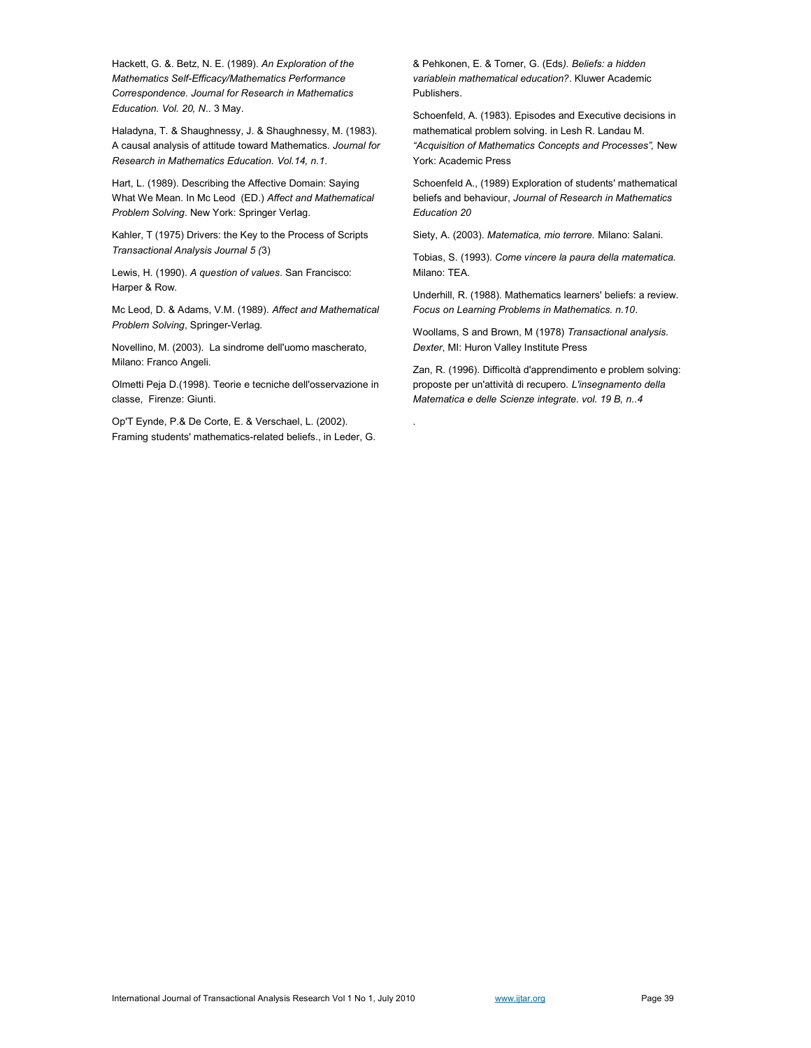Hackett, G. &. Betz, N. E. (1989). *An Exploration of the Mathematics Self-Efficacy/Mathematics Performance Correspondence. Journal for Research in Mathematics Education. Vol. 20, N.*. 3 May.

Haladyna, T. & Shaughnessy, J. & Shaughnessy, M. (1983). A causal analysis of attitude toward Mathematics. *Journal for Research in Mathematics Education. Vol.14, n.1*.

Hart, L. (1989). Describing the Affective Domain: Saying What We Mean. In Mc Leod (ED.) *Affect and Mathematical Problem Solving*. New York: Springer Verlag.

Kahler, T (1975) Drivers: the Key to the Process of Scripts *Transactional Analysis Journal 5 (*3)

Lewis, H. (1990). *A question of values*. San Francisco: Harper & Row.

Mc Leod, D. & Adams, V.M. (1989). *Affect and Mathematical Problem Solving*, Springer-Verlag.

Novellino, M. (2003). La sindrome dell'uomo mascherato, Milano: Franco Angeli.

Olmetti Peja D.(1998). Teorie e tecniche dell'osservazione in classe, Firenze: Giunti.

Op'T Eynde, P.& De Corte, E. & Verschael, L. (2002). Framing students' mathematics-related beliefs., in Leder, G. & Pehkonen, E. & Torner, G. (Eds*). Beliefs: a hidden variablein mathematical education?*. Kluwer Academic Publishers.

Schoenfeld, A. (1983). Episodes and Executive decisions in mathematical problem solving. in Lesh R. Landau M. *"Acquisition of Mathematics Concepts and Processes",* New York: Academic Press

Schoenfeld A., (1989) Exploration of students' mathematical beliefs and behaviour, *Journal of Research in Mathematics Education 20*

Siety, A. (2003). *Matematica, mio terrore.* Milano: Salani.

Tobias, S. (1993). *Come vincere la paura della matematica.* Milano: TEA.

Underhill, R. (1988). Mathematics learners' beliefs: a review. *Focus on Learning Problems in Mathematics. n.10*.

Woollams, S and Brown, M (1978) *Transactional analysis. Dexter*, MI: Huron Valley Institute Press

Zan, R. (1996). Difficoltà d'apprendimento e problem solving: proposte per un'attività di recupero. *L'insegnamento della Matematica e delle Scienze integrate. vol. 19 B, n..4*